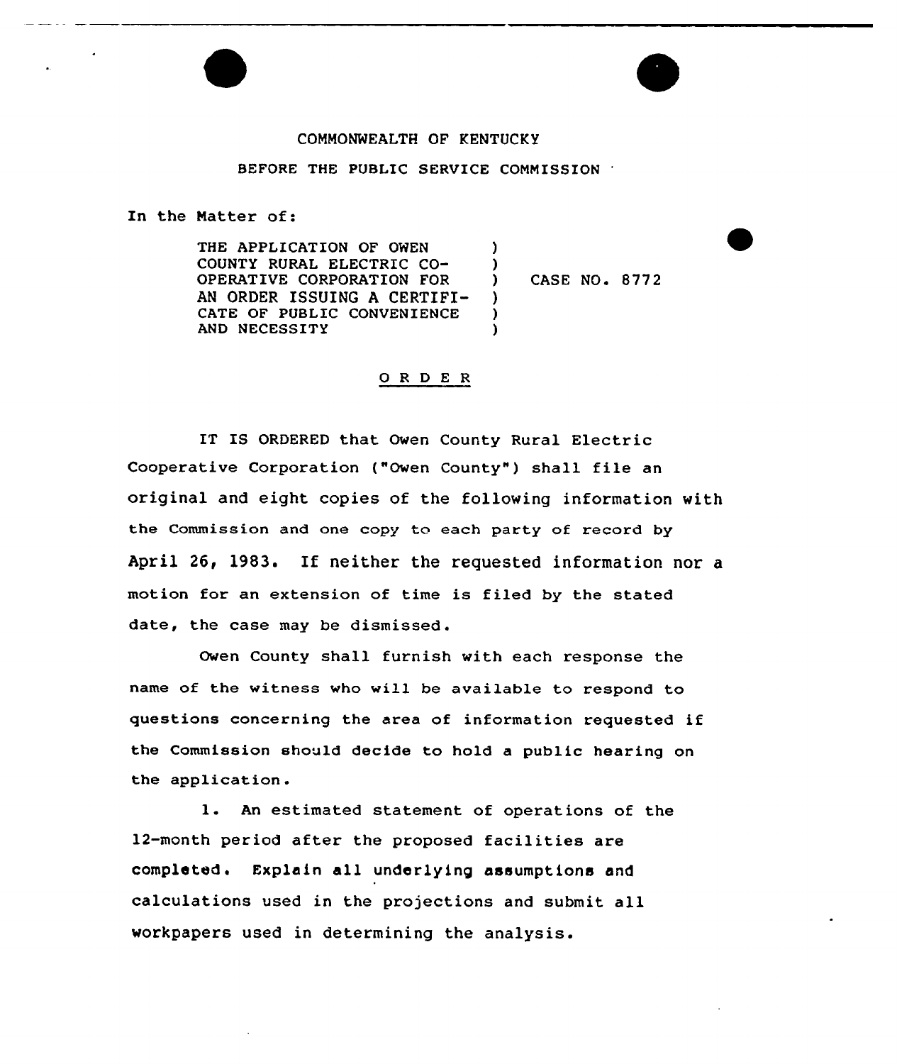COMMONWEALTH OF KENTUCKY

BEFORE THE PUBLIC SERVICE COMMISSION

In the Matter of:

THE APPLICATION OF OWEN COUNTY RURAL ELECTRIC CO-OPERATIVE CORPORATION FOR AN ORDER ISSUING A CERTIFICATE OF PUBLIC CONVENIENCE AND NECESSITY ) CASE NO. 8772

# O R D E R

IT IS ORDERED that Owen County Rural Electric Cooperative Corporation ("Owen County") shall file an original and eight copies of the following information with the Commission and one copy to each party of record by April 26, 1983. If neither the requested information nor a motion for an extension of time is filed by the stated date, the case may be dismissed.

Owen County shall furnish with each response the name of the witness who will be available to respond to questions concerning the area of information requested if the Commission should decide to hold a public hearing on the application.

1. An estimated statement of operations of the 12-month period after the proposed facilities are completed. Explain all underlying assumptions and calculations used in the projections and submit all workpapers used in determining the analysis.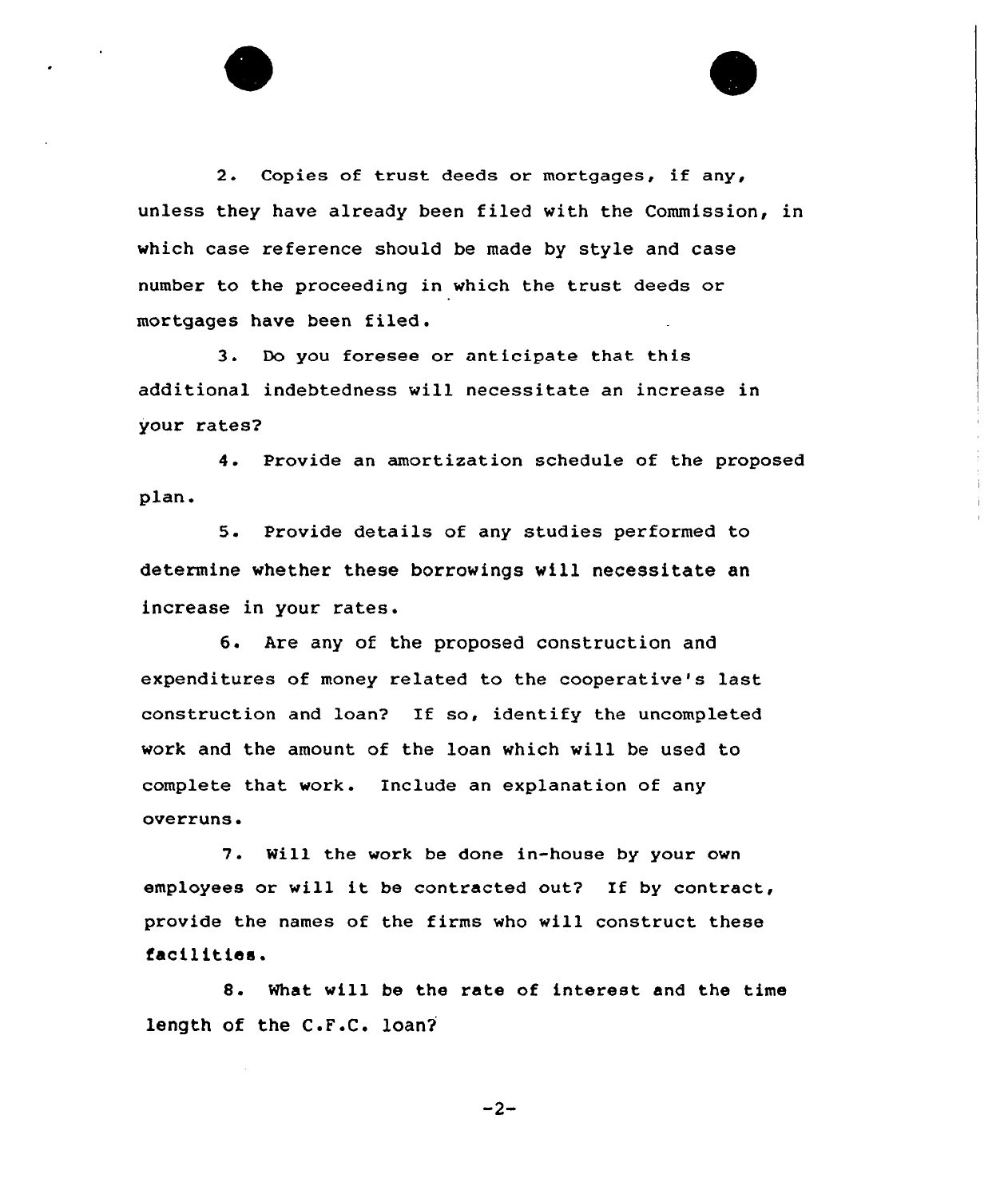2. Copies of trust deeds or mortgages, if any, unless they have already been filed with the Commission, in which case reference should be made by style and case number to the proceeding in which the trust deeds or mortgages have been filed.

3. Do you foresee or anticipate that this additional indebtedness will necessitate an increase in your rates?

4. Provide an amortization schedule of the proposed plan.

5. Provide details of any studies performed to determine whether these borrowings will necessitate an increase in your rates.

6. Are any of the proposed construction and expenditures of money related to the cooperative's last construction and loan? If so, identify the uncompleted work and the amount of the loan which will be used to complete that work. Include an explanation of any overruns.

7. Will the work be done in-house by your own employees or will it be contracted out? If by contract, provide the names of the firms who will construct these facilities.

8. What will be the rate of interest and the time length of the C.F.C. loan?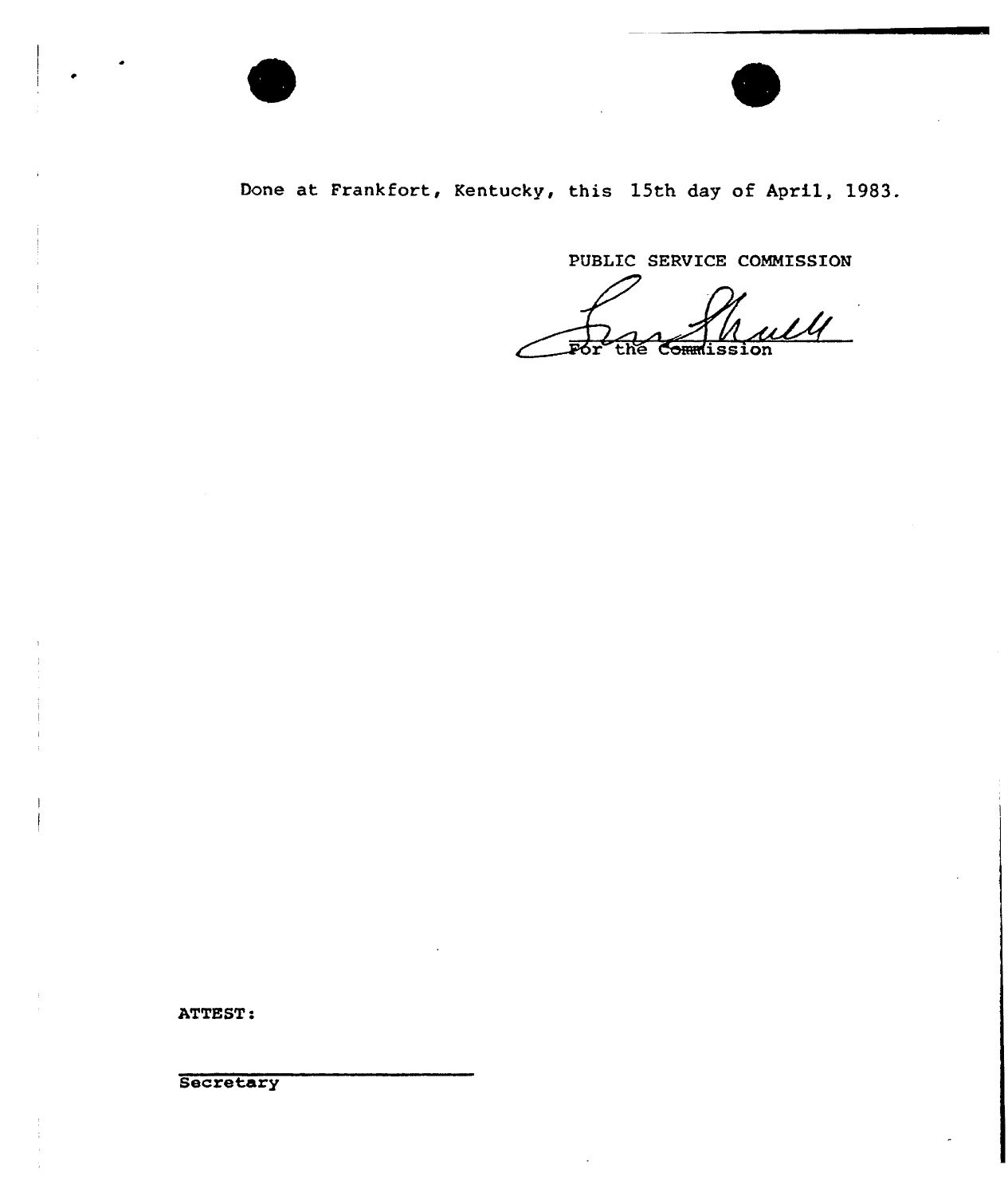Done at Frankfort, Kentucky, this 15th day of April, 1983.

PUBLIC SERVICE COMMISSION

For the Commission

ATTEST:

Secretary